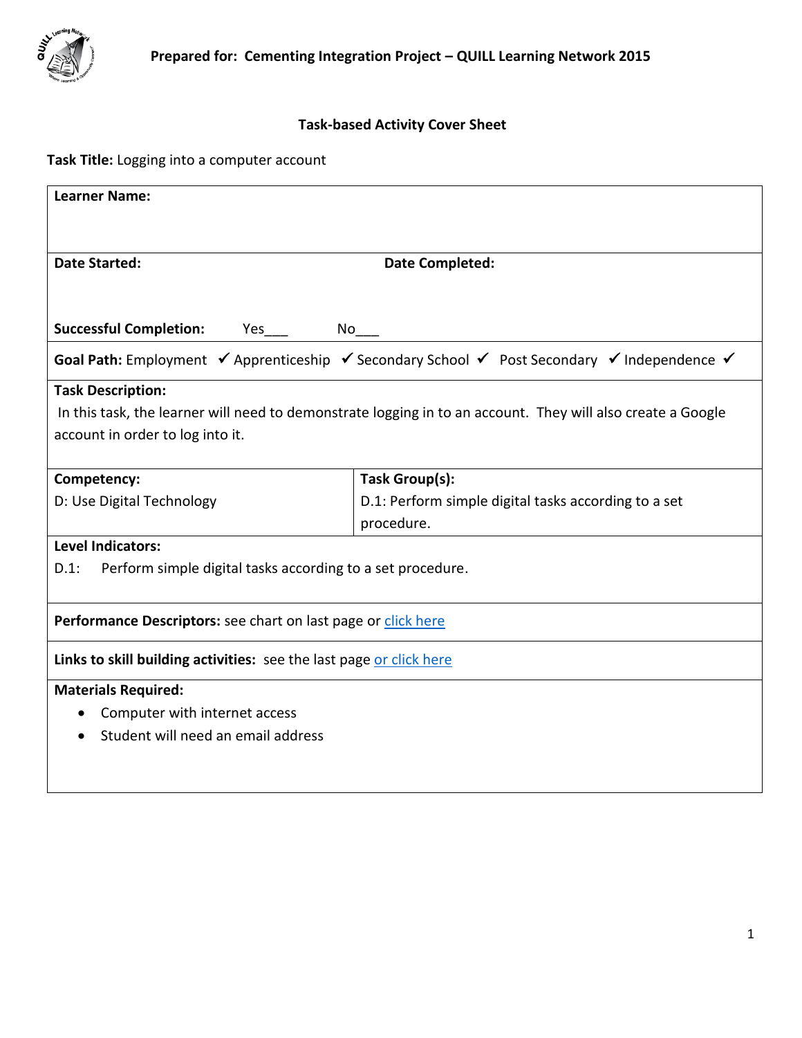Prepared for: Cementing Integration Project – QUILL Learning Network 2015

## Task-based Activity Cover Sheet

**Task Title:** Logging into a computer account

| **Learner Name:** | |
|---|---|
| **Date Started:** | **Date Completed:** |
| **Successful Completion:** Yes___ No___ | |
| **Goal Path:** Employment ✓ Apprenticeship ✓ Secondary School ✓ Post Secondary ✓ Independence ✓ | |
| **Task Description:** In this task, the learner will need to demonstrate logging in to an account. They will also create a Google account in order to log into it. | |
| **Competency:** D: Use Digital Technology | **Task Group(s):** D.1: Perform simple digital tasks according to a set procedure. |
| **Level Indicators:** D.1: Perform simple digital tasks according to a set procedure. | |
| **Performance Descriptors:** see chart on last page or click here | |
| **Links to skill building activities:** see the last page or click here | |
| **Materials Required:** <br>• Computer with internet access <br>• Student will need an email address | |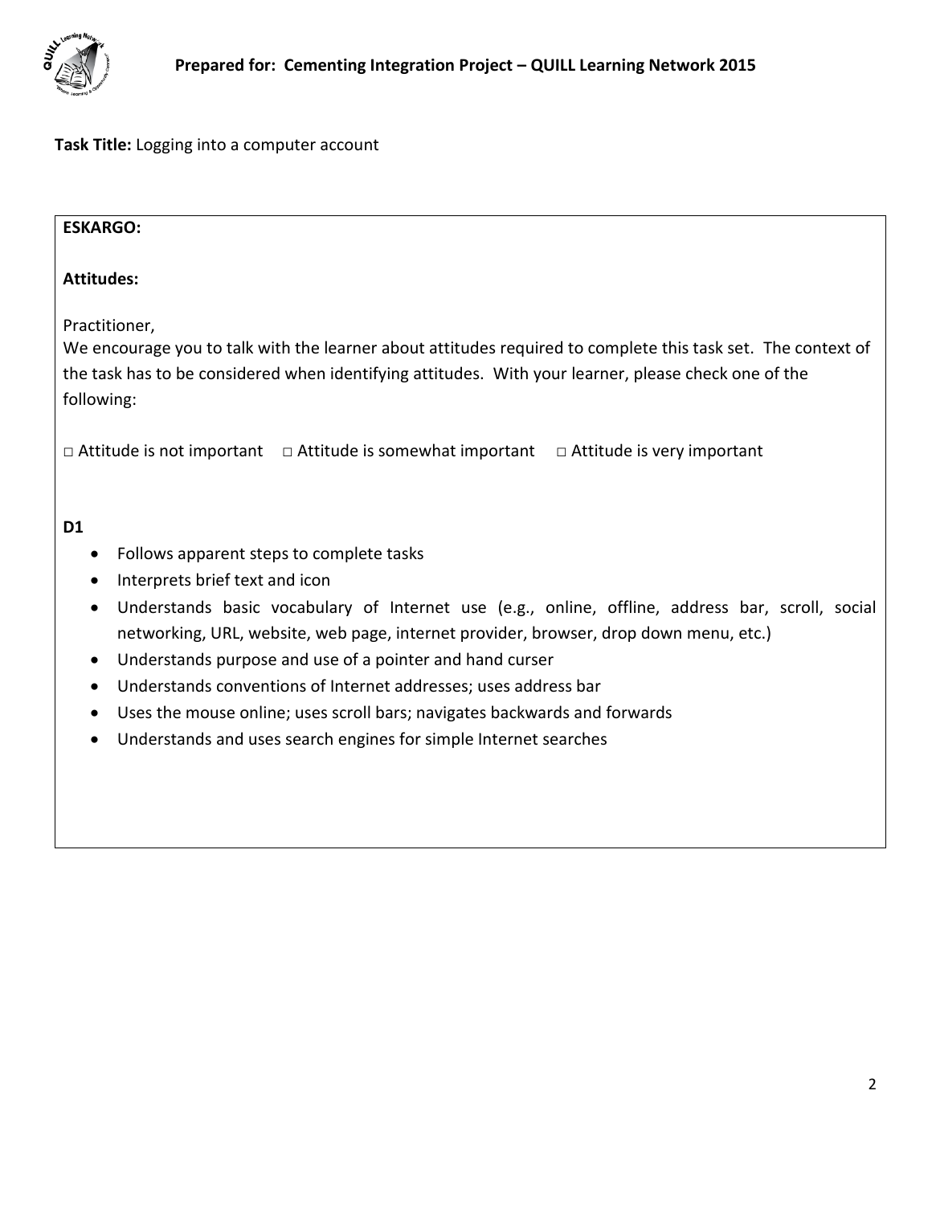**Task Title:** Logging into a computer account

**ESKARGO:**

**Attitudes:**

Practitioner,
We encourage you to talk with the learner about attitudes required to complete this task set. The context of the task has to be considered when identifying attitudes. With your learner, please check one of the following:

□ Attitude is not important □ Attitude is somewhat important □ Attitude is very important

**D1**

- Follows apparent steps to complete tasks
- Interprets brief text and icon
- Understands basic vocabulary of Internet use (e.g., online, offline, address bar, scroll, social networking, URL, website, web page, internet provider, browser, drop down menu, etc.)
- Understands purpose and use of a pointer and hand curser
- Understands conventions of Internet addresses; uses address bar
- Uses the mouse online; uses scroll bars; navigates backwards and forwards
- Understands and uses search engines for simple Internet searches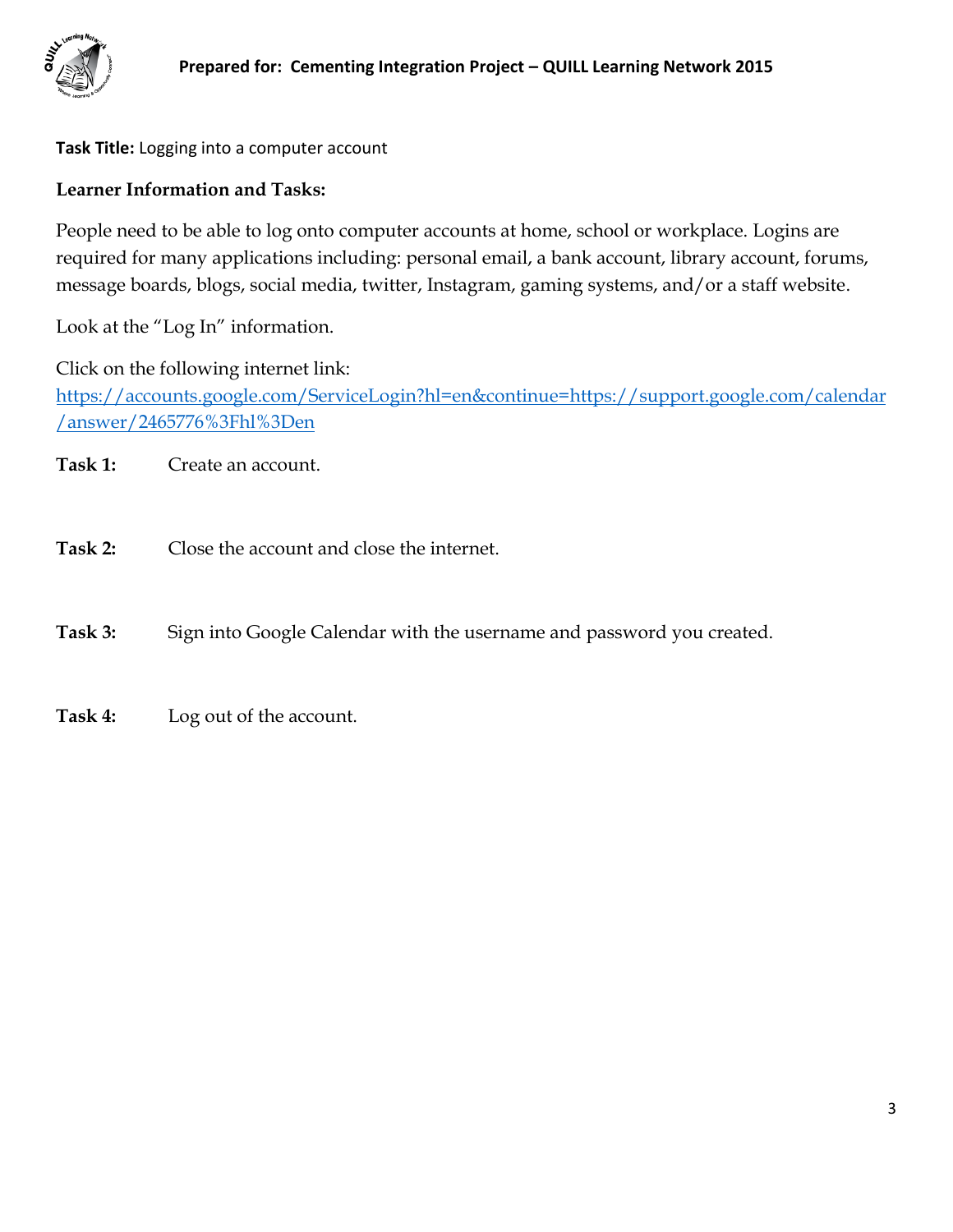**Task Title:** Logging into a computer account

**Learner Information and Tasks:**

People need to be able to log onto computer accounts at home, school or workplace. Logins are required for many applications including: personal email, a bank account, library account, forums, message boards, blogs, social media, twitter, Instagram, gaming systems, and/or a staff website.

Look at the "Log In" information.

Click on the following internet link:
https://accounts.google.com/ServiceLogin?hl=en&continue=https://support.google.com/calendar/answer/2465776%3Fhl%3Den

**Task 1:** Create an account.

**Task 2:** Close the account and close the internet.

**Task 3:** Sign into Google Calendar with the username and password you created.

**Task 4:** Log out of the account.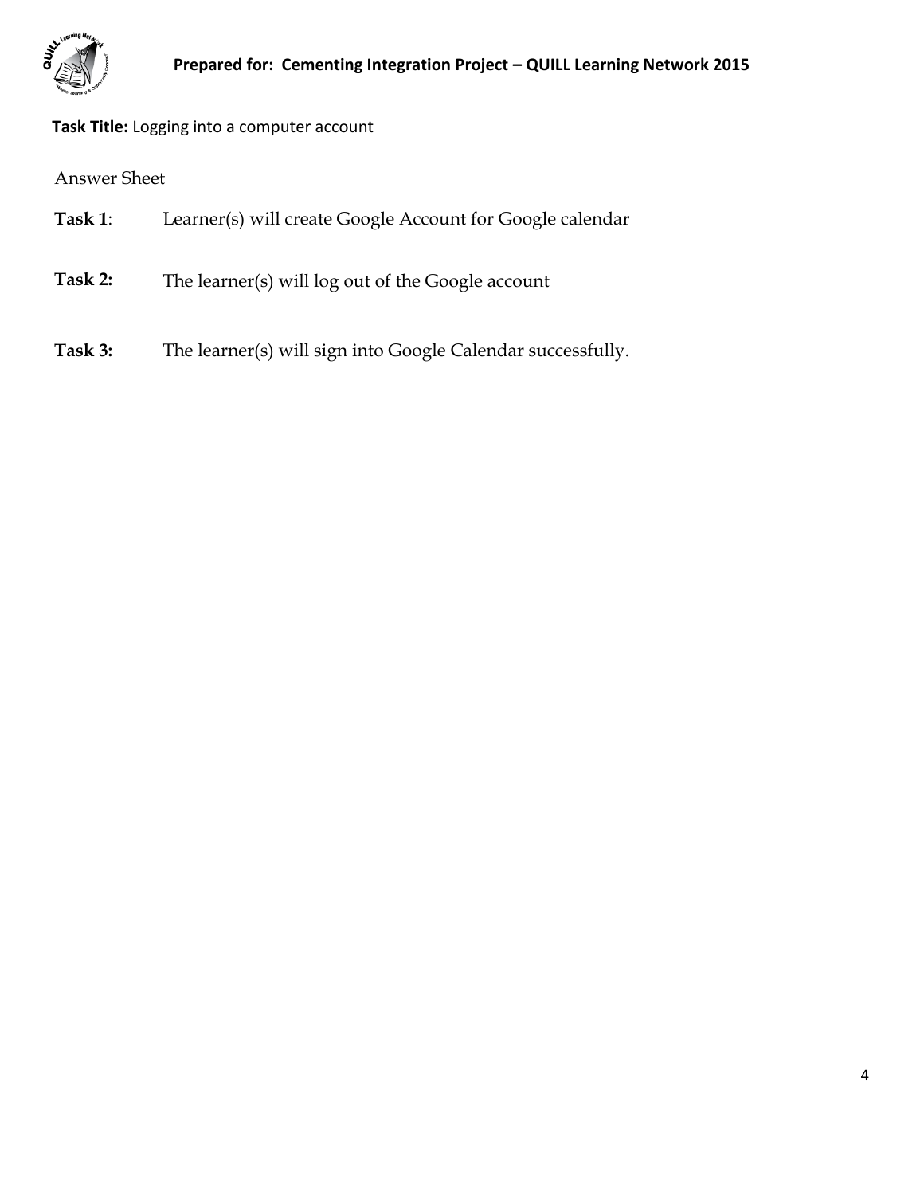**Task Title:** Logging into a computer account

Answer Sheet

**Task 1**: Learner(s) will create Google Account for Google calendar

**Task 2:** The learner(s) will log out of the Google account

**Task 3:** The learner(s) will sign into Google Calendar successfully.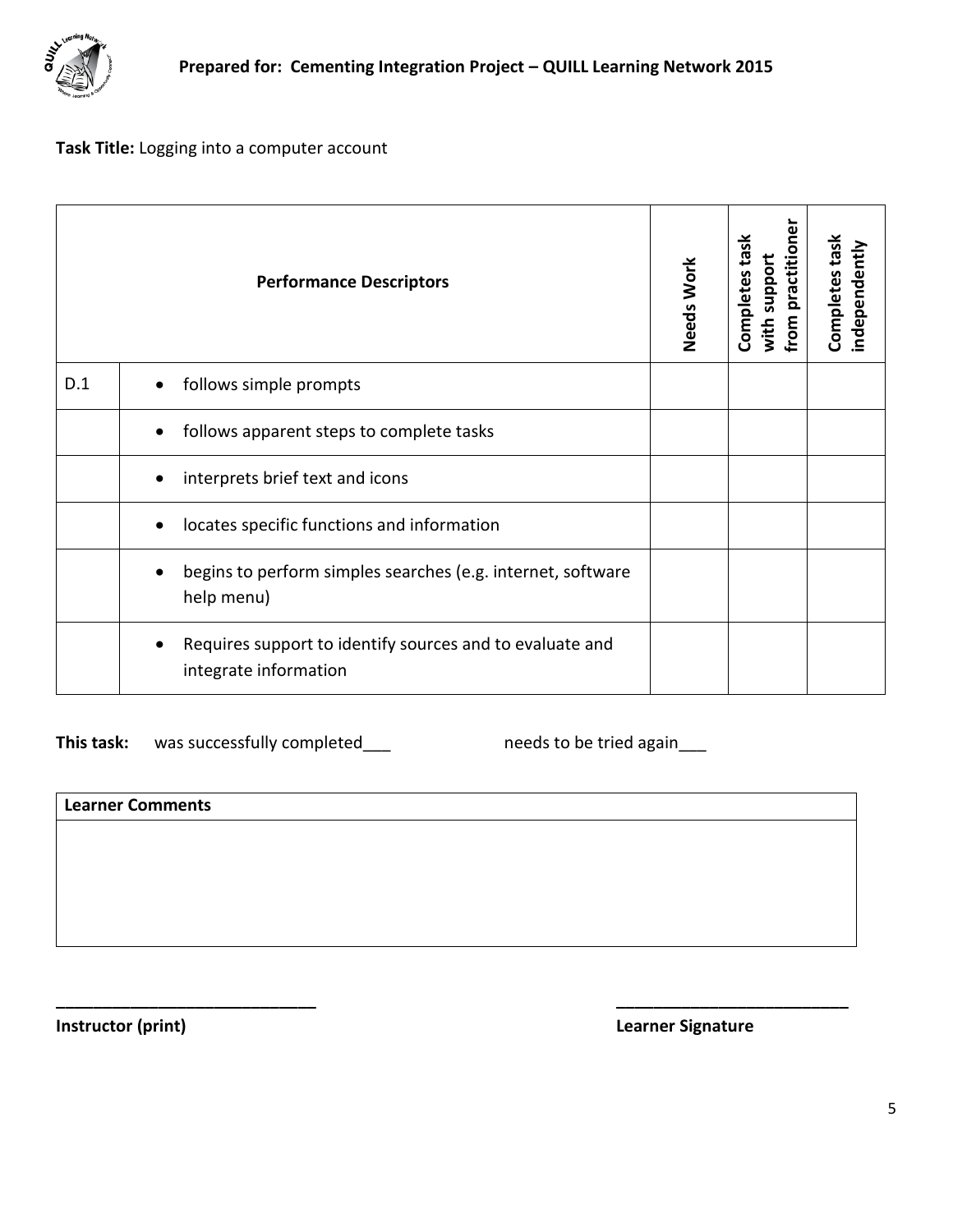**Task Title:** Logging into a computer account

| | Performance Descriptors | Needs Work | Completes task with support from practitioner | Completes task independently |
|---|---|---|---|---|
| D.1 | • follows simple prompts | | | |
| | • follows apparent steps to complete tasks | | | |
| | • interprets brief text and icons | | | |
| | • locates specific functions and information | | | |
| | • begins to perform simples searches (e.g. internet, software help menu) | | | |
| | • Requires support to identify sources and to evaluate and integrate information | | | |

**This task:** was successfully completed___ needs to be tried again___

| Learner Comments |
|---|
| |

______________________________ ___________________________

**Instructor (print)** **Learner Signature**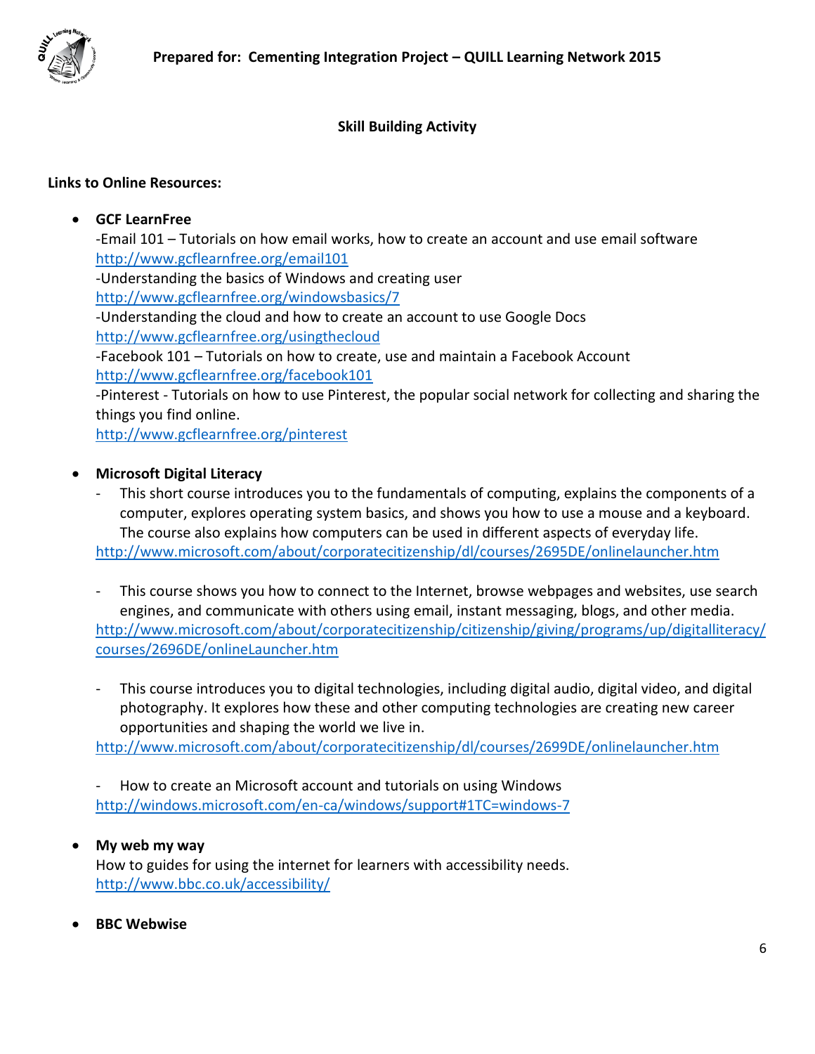**Skill Building Activity**

**Links to Online Resources:**

- **GCF LearnFree**
  -Email 101 – Tutorials on how email works, how to create an account and use email software
  http://www.gcflearnfree.org/email101
  -Understanding the basics of Windows and creating user
  http://www.gcflearnfree.org/windowsbasics/7
  -Understanding the cloud and how to create an account to use Google Docs
  http://www.gcflearnfree.org/usingthecloud
  -Facebook 101 – Tutorials on how to create, use and maintain a Facebook Account
  http://www.gcflearnfree.org/facebook101
  -Pinterest - Tutorials on how to use Pinterest, the popular social network for collecting and sharing the things you find online.
  http://www.gcflearnfree.org/pinterest

- **Microsoft Digital Literacy**
  - This short course introduces you to the fundamentals of computing, explains the components of a computer, explores operating system basics, and shows you how to use a mouse and a keyboard. The course also explains how computers can be used in different aspects of everyday life.
  http://www.microsoft.com/about/corporatecitizenship/dl/courses/2695DE/onlinelauncher.htm
  - This course shows you how to connect to the Internet, browse webpages and websites, use search engines, and communicate with others using email, instant messaging, blogs, and other media.
  http://www.microsoft.com/about/corporatecitizenship/citizenship/giving/programs/up/digitalliteracy/courses/2696DE/onlineLauncher.htm
  - This course introduces you to digital technologies, including digital audio, digital video, and digital photography. It explores how these and other computing technologies are creating new career opportunities and shaping the world we live in.
  http://www.microsoft.com/about/corporatecitizenship/dl/courses/2699DE/onlinelauncher.htm
  - How to create an Microsoft account and tutorials on using Windows
  http://windows.microsoft.com/en-ca/windows/support#1TC=windows-7

- **My web my way**
  How to guides for using the internet for learners with accessibility needs.
  http://www.bbc.co.uk/accessibility/

- **BBC Webwise**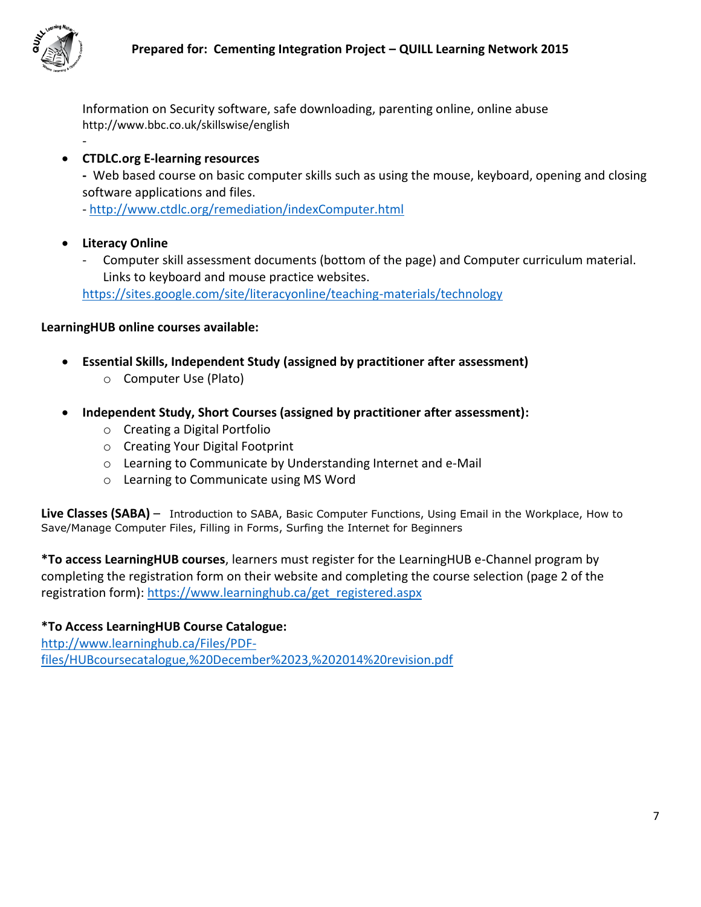Information on Security software, safe downloading, parenting online, online abuse
http://www.bbc.co.uk/skillswise/english

-

- **CTDLC.org E-learning resources**
  - Web based course on basic computer skills such as using the mouse, keyboard, opening and closing software applications and files.
  - http://www.ctdlc.org/remediation/indexComputer.html

- **Literacy Online**
  - Computer skill assessment documents (bottom of the page) and Computer curriculum material. Links to keyboard and mouse practice websites.

  https://sites.google.com/site/literacyonline/teaching-materials/technology

**LearningHUB online courses available:**

- **Essential Skills, Independent Study (assigned by practitioner after assessment)**
  - Computer Use (Plato)

- **Independent Study, Short Courses (assigned by practitioner after assessment):**
  - Creating a Digital Portfolio
  - Creating Your Digital Footprint
  - Learning to Communicate by Understanding Internet and e-Mail
  - Learning to Communicate using MS Word

**Live Classes (SABA)** – Introduction to SABA, Basic Computer Functions, Using Email in the Workplace, How to Save/Manage Computer Files, Filling in Forms, Surfing the Internet for Beginners

***To access LearningHUB courses**, learners must register for the LearningHUB e-Channel program by completing the registration form on their website and completing the course selection (page 2 of the registration form): https://www.learninghub.ca/get_registered.aspx

***To Access LearningHUB Course Catalogue:**
http://www.learninghub.ca/Files/PDF-files/HUBcoursecatalogue,%20December%2023,%202014%20revision.pdf